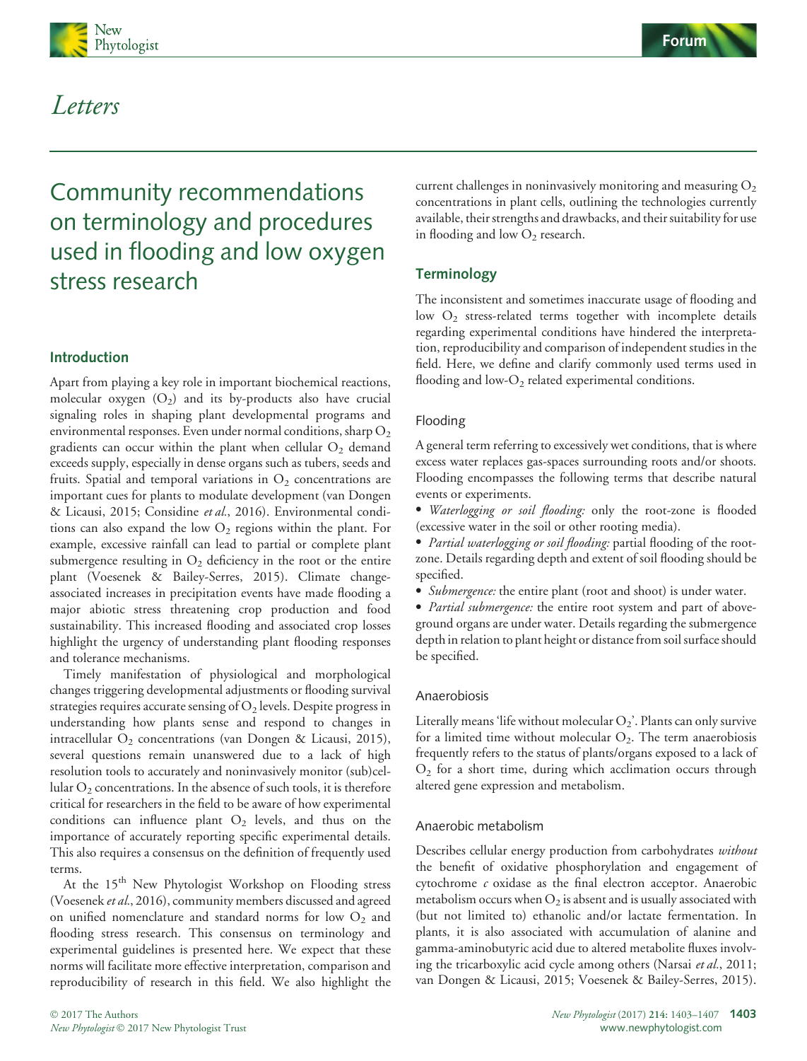# Letters

## Community recommendations on terminology and procedures used in flooding and low oxygen stress research

### Introduction

Apart from playing a key role in important biochemical reactions, molecular oxygen ($O_2$) and its by-products also have crucial signaling roles in shaping plant developmental programs and environmental responses. Even under normal conditions, sharp $O_2$ gradients can occur within the plant when cellular $O_2$ demand exceeds supply, especially in dense organs such as tubers, seeds and fruits. Spatial and temporal variations in $O_2$ concentrations are important cues for plants to modulate development (van Dongen & Licausi, 2015; Considine *et al.*, 2016). Environmental conditions can also expand the low $O_2$ regions within the plant. For example, excessive rainfall can lead to partial or complete plant submergence resulting in $O_2$ deficiency in the root or the entire plant (Voesenek & Bailey-Serres, 2015). Climate change-associated increases in precipitation events have made flooding a major abiotic stress threatening crop production and food sustainability. This increased flooding and associated crop losses highlight the urgency of understanding plant flooding responses and tolerance mechanisms.

Timely manifestation of physiological and morphological changes triggering developmental adjustments or flooding survival strategies requires accurate sensing of $O_2$ levels. Despite progress in understanding how plants sense and respond to changes in intracellular $O_2$ concentrations (van Dongen & Licausi, 2015), several questions remain unanswered due to a lack of high resolution tools to accurately and noninvasively monitor (sub)cellular $O_2$ concentrations. In the absence of such tools, it is therefore critical for researchers in the field to be aware of how experimental conditions can influence plant $O_2$ levels, and thus on the importance of accurately reporting specific experimental details. This also requires a consensus on the definition of frequently used terms.

At the 15th New Phytologist Workshop on Flooding stress (Voesenek *et al.*, 2016), community members discussed and agreed on unified nomenclature and standard norms for low $O_2$ and flooding stress research. This consensus on terminology and experimental guidelines is presented here. We expect that these norms will facilitate more effective interpretation, comparison and reproducibility of research in this field. We also highlight the current challenges in noninvasively monitoring and measuring $O_2$ concentrations in plant cells, outlining the technologies currently available, their strengths and drawbacks, and their suitability for use in flooding and low $O_2$ research.

### Terminology

The inconsistent and sometimes inaccurate usage of flooding and low $O_2$ stress-related terms together with incomplete details regarding experimental conditions have hindered the interpretation, reproducibility and comparison of independent studies in the field. Here, we define and clarify commonly used terms used in flooding and low-$O_2$ related experimental conditions.

#### Flooding

A general term referring to excessively wet conditions, that is where excess water replaces gas-spaces surrounding roots and/or shoots. Flooding encompasses the following terms that describe natural events or experiments.

- *Waterlogging or soil flooding:* only the root-zone is flooded (excessive water in the soil or other rooting media).
- *Partial waterlogging or soil flooding:* partial flooding of the root-zone. Details regarding depth and extent of soil flooding should be specified.
- *Submergence:* the entire plant (root and shoot) is under water.
- *Partial submergence:* the entire root system and part of above-ground organs are under water. Details regarding the submergence depth in relation to plant height or distance from soil surface should be specified.

#### Anaerobiosis

Literally means 'life without molecular $O_2$'. Plants can only survive for a limited time without molecular $O_2$. The term anaerobiosis frequently refers to the status of plants/organs exposed to a lack of $O_2$ for a short time, during which acclimation occurs through altered gene expression and metabolism.

#### Anaerobic metabolism

Describes cellular energy production from carbohydrates *without* the benefit of oxidative phosphorylation and engagement of cytochrome *c* oxidase as the final electron acceptor. Anaerobic metabolism occurs when $O_2$ is absent and is usually associated with (but not limited to) ethanolic and/or lactate fermentation. In plants, it is also associated with accumulation of alanine and gamma-aminobutyric acid due to altered metabolite fluxes involving the tricarboxylic acid cycle among others (Narsai *et al.*, 2011; van Dongen & Licausi, 2015; Voesenek & Bailey-Serres, 2015).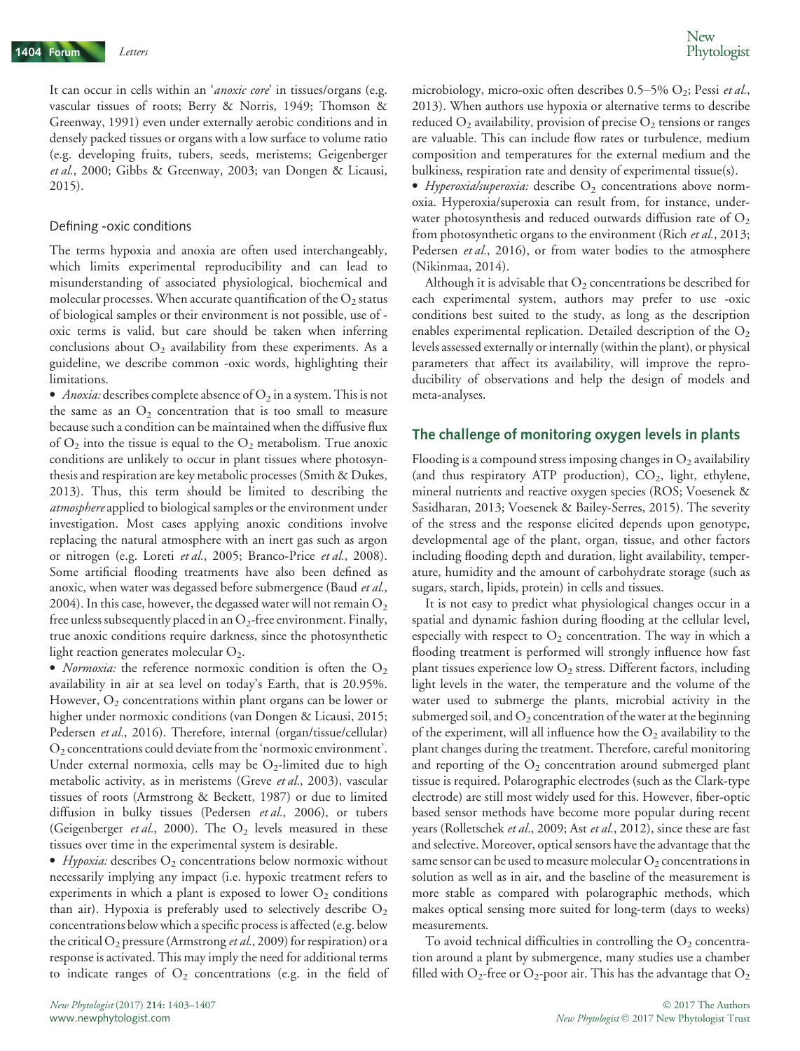It can occur in cells within an '*anoxic core*' in tissues/organs (e.g. vascular tissues of roots; Berry & Norris, 1949; Thomson & Greenway, 1991) even under externally aerobic conditions and in densely packed tissues or organs with a low surface to volume ratio (e.g. developing fruits, tubers, seeds, meristems; Geigenberger *et al.*, 2000; Gibbs & Greenway, 2003; van Dongen & Licausi, 2015).

### Defining -oxic conditions

The terms hypoxia and anoxia are often used interchangeably, which limits experimental reproducibility and can lead to misunderstanding of associated physiological, biochemical and molecular processes. When accurate quantification of the $O_2$ status of biological samples or their environment is not possible, use of -oxic terms is valid, but care should be taken when inferring conclusions about $O_2$ availability from these experiments. As a guideline, we describe common -oxic words, highlighting their limitations.

- *Anoxia:* describes complete absence of $O_2$ in a system. This is not the same as an $O_2$ concentration that is too small to measure because such a condition can be maintained when the diffusive flux of $O_2$ into the tissue is equal to the $O_2$ metabolism. True anoxic conditions are unlikely to occur in plant tissues where photosynthesis and respiration are key metabolic processes (Smith & Dukes, 2013). Thus, this term should be limited to describing the *atmosphere* applied to biological samples or the environment under investigation. Most cases applying anoxic conditions involve replacing the natural atmosphere with an inert gas such as argon or nitrogen (e.g. Loreti *et al.*, 2005; Branco-Price *et al.*, 2008). Some artificial flooding treatments have also been defined as anoxic, when water was degassed before submergence (Baud *et al.*, 2004). In this case, however, the degassed water will not remain $O_2$ free unless subsequently placed in an $O_2$-free environment. Finally, true anoxic conditions require darkness, since the photosynthetic light reaction generates molecular $O_2$.
- *Normoxia:* the reference normoxic condition is often the $O_2$ availability in air at sea level on today's Earth, that is 20.95%. However, $O_2$ concentrations within plant organs can be lower or higher under normoxic conditions (van Dongen & Licausi, 2015; Pedersen *et al.*, 2016). Therefore, internal (organ/tissue/cellular) $O_2$ concentrations could deviate from the 'normoxic environment'. Under external normoxia, cells may be $O_2$-limited due to high metabolic activity, as in meristems (Greve *et al.*, 2003), vascular tissues of roots (Armstrong & Beckett, 1987) or due to limited diffusion in bulky tissues (Pedersen *et al.*, 2006), or tubers (Geigenberger *et al.*, 2000). The $O_2$ levels measured in these tissues over time in the experimental system is desirable.
- *Hypoxia:* describes $O_2$ concentrations below normoxic without necessarily implying any impact (i.e. hypoxic treatment refers to experiments in which a plant is exposed to lower $O_2$ conditions than air). Hypoxia is preferably used to selectively describe $O_2$ concentrations below which a specific process is affected (e.g. below the critical $O_2$ pressure (Armstrong *et al.*, 2009) for respiration) or a response is activated. This may imply the need for additional terms to indicate ranges of $O_2$ concentrations (e.g. in the field of microbiology, micro-oxic often describes 0.5–5% $O_2$; Pessi *et al.*, 2013). When authors use hypoxia or alternative terms to describe reduced $O_2$ availability, provision of precise $O_2$ tensions or ranges are valuable. This can include flow rates or turbulence, medium composition and temperatures for the external medium and the bulkiness, respiration rate and density of experimental tissue(s).
- *Hyperoxia/superoxia:* describe $O_2$ concentrations above normoxia. Hyperoxia/superoxia can result from, for instance, underwater photosynthesis and reduced outwards diffusion rate of $O_2$ from photosynthetic organs to the environment (Rich *et al.*, 2013; Pedersen *et al.*, 2016), or from water bodies to the atmosphere (Nikinmaa, 2014).

Although it is advisable that $O_2$ concentrations be described for each experimental system, authors may prefer to use -oxic conditions best suited to the study, as long as the description enables experimental replication. Detailed description of the $O_2$ levels assessed externally or internally (within the plant), or physical parameters that affect its availability, will improve the reproducibility of observations and help the design of models and meta-analyses.

## The challenge of monitoring oxygen levels in plants

Flooding is a compound stress imposing changes in $O_2$ availability (and thus respiratory ATP production), $CO_2$, light, ethylene, mineral nutrients and reactive oxygen species (ROS; Voesenek & Sasidharan, 2013; Voesenek & Bailey-Serres, 2015). The severity of the stress and the response elicited depends upon genotype, developmental age of the plant, organ, tissue, and other factors including flooding depth and duration, light availability, temperature, humidity and the amount of carbohydrate storage (such as sugars, starch, lipids, protein) in cells and tissues.

It is not easy to predict what physiological changes occur in a spatial and dynamic fashion during flooding at the cellular level, especially with respect to $O_2$ concentration. The way in which a flooding treatment is performed will strongly influence how fast plant tissues experience low $O_2$ stress. Different factors, including light levels in the water, the temperature and the volume of the water used to submerge the plants, microbial activity in the submerged soil, and $O_2$ concentration of the water at the beginning of the experiment, will all influence how the $O_2$ availability to the plant changes during the treatment. Therefore, careful monitoring and reporting of the $O_2$ concentration around submerged plant tissue is required. Polarographic electrodes (such as the Clark-type electrode) are still most widely used for this. However, fiber-optic based sensor methods have become more popular during recent years (Rolletschek *et al.*, 2009; Ast *et al.*, 2012), since these are fast and selective. Moreover, optical sensors have the advantage that the same sensor can be used to measure molecular $O_2$ concentrations in solution as well as in air, and the baseline of the measurement is more stable as compared with polarographic methods, which makes optical sensing more suited for long-term (days to weeks) measurements.

To avoid technical difficulties in controlling the $O_2$ concentration around a plant by submergence, many studies use a chamber filled with $O_2$-free or $O_2$-poor air. This has the advantage that $O_2$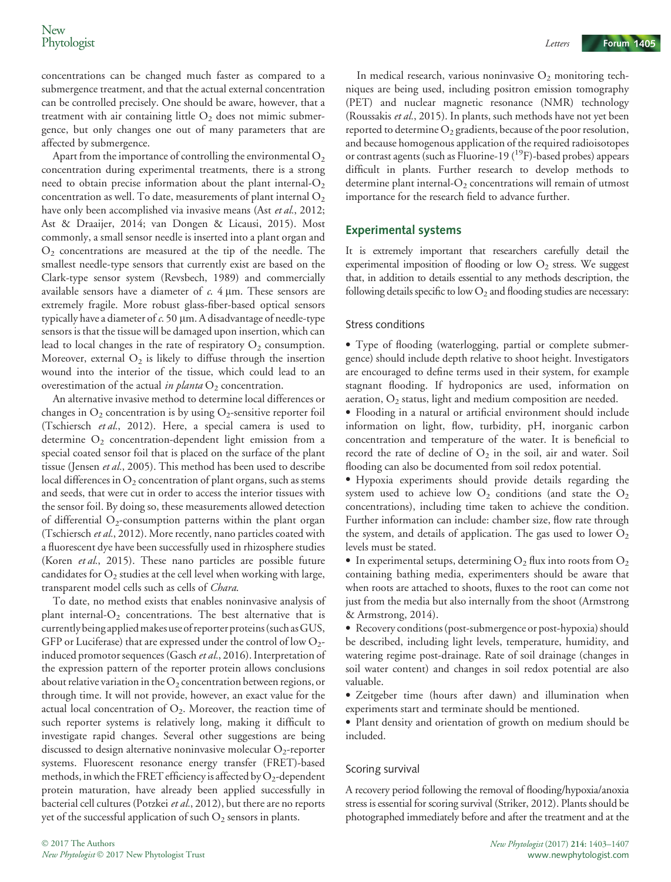concentrations can be changed much faster as compared to a submergence treatment, and that the actual external concentration can be controlled precisely. One should be aware, however, that a treatment with air containing little $O_2$ does not mimic submergence, but only changes one out of many parameters that are affected by submergence.

Apart from the importance of controlling the environmental $O_2$ concentration during experimental treatments, there is a strong need to obtain precise information about the plant internal-$O_2$ concentration as well. To date, measurements of plant internal $O_2$ have only been accomplished via invasive means (Ast *et al.*, 2012; Ast & Draaijer, 2014; van Dongen & Licausi, 2015). Most commonly, a small sensor needle is inserted into a plant organ and $O_2$ concentrations are measured at the tip of the needle. The smallest needle-type sensors that currently exist are based on the Clark-type sensor system (Revsbech, 1989) and commercially available sensors have a diameter of *c.* 4 μm. These sensors are extremely fragile. More robust glass-fiber-based optical sensors typically have a diameter of *c.* 50 μm. A disadvantage of needle-type sensors is that the tissue will be damaged upon insertion, which can lead to local changes in the rate of respiratory $O_2$ consumption. Moreover, external $O_2$ is likely to diffuse through the insertion wound into the interior of the tissue, which could lead to an overestimation of the actual *in planta* $O_2$ concentration.

An alternative invasive method to determine local differences or changes in $O_2$ concentration is by using $O_2$-sensitive reporter foil (Tschiersch *et al.*, 2012). Here, a special camera is used to determine $O_2$ concentration-dependent light emission from a special coated sensor foil that is placed on the surface of the plant tissue (Jensen *et al.*, 2005). This method has been used to describe local differences in $O_2$ concentration of plant organs, such as stems and seeds, that were cut in order to access the interior tissues with the sensor foil. By doing so, these measurements allowed detection of differential $O_2$-consumption patterns within the plant organ (Tschiersch *et al.*, 2012). More recently, nano particles coated with a fluorescent dye have been successfully used in rhizosphere studies (Koren *et al.*, 2015). These nano particles are possible future candidates for $O_2$ studies at the cell level when working with large, transparent model cells such as cells of *Chara*.

To date, no method exists that enables noninvasive analysis of plant internal-$O_2$ concentrations. The best alternative that is currently being applied makes use of reporter proteins (such as GUS, GFP or Luciferase) that are expressed under the control of low $O_2$-induced promotor sequences (Gasch *et al.*, 2016). Interpretation of the expression pattern of the reporter protein allows conclusions about relative variation in the $O_2$ concentration between regions, or through time. It will not provide, however, an exact value for the actual local concentration of $O_2$. Moreover, the reaction time of such reporter systems is relatively long, making it difficult to investigate rapid changes. Several other suggestions are being discussed to design alternative noninvasive molecular $O_2$-reporter systems. Fluorescent resonance energy transfer (FRET)-based methods, in which the FRET efficiency is affected by $O_2$-dependent protein maturation, have already been applied successfully in bacterial cell cultures (Potzkei *et al.*, 2012), but there are no reports yet of the successful application of such $O_2$ sensors in plants.

In medical research, various noninvasive $O_2$ monitoring techniques are being used, including positron emission tomography (PET) and nuclear magnetic resonance (NMR) technology (Roussakis *et al.*, 2015). In plants, such methods have not yet been reported to determine $O_2$ gradients, because of the poor resolution, and because homogenous application of the required radioisotopes or contrast agents (such as Fluorine-19 ($^{19}F$)-based probes) appears difficult in plants. Further research to develop methods to determine plant internal-$O_2$ concentrations will remain of utmost importance for the research field to advance further.

## Experimental systems

It is extremely important that researchers carefully detail the experimental imposition of flooding or low $O_2$ stress. We suggest that, in addition to details essential to any methods description, the following details specific to low $O_2$ and flooding studies are necessary:

### Stress conditions

- Type of flooding (waterlogging, partial or complete submergence) should include depth relative to shoot height. Investigators are encouraged to define terms used in their system, for example stagnant flooding. If hydroponics are used, information on aeration, $O_2$ status, light and medium composition are needed.
- Flooding in a natural or artificial environment should include information on light, flow, turbidity, pH, inorganic carbon concentration and temperature of the water. It is beneficial to record the rate of decline of $O_2$ in the soil, air and water. Soil flooding can also be documented from soil redox potential.
- Hypoxia experiments should provide details regarding the system used to achieve low $O_2$ conditions (and state the $O_2$ concentrations), including time taken to achieve the condition. Further information can include: chamber size, flow rate through the system, and details of application. The gas used to lower $O_2$ levels must be stated.
- In experimental setups, determining $O_2$ flux into roots from $O_2$ containing bathing media, experimenters should be aware that when roots are attached to shoots, fluxes to the root can come not just from the media but also internally from the shoot (Armstrong & Armstrong, 2014).
- Recovery conditions (post-submergence or post-hypoxia) should be described, including light levels, temperature, humidity, and watering regime post-drainage. Rate of soil drainage (changes in soil water content) and changes in soil redox potential are also valuable.
- Zeitgeber time (hours after dawn) and illumination when experiments start and terminate should be mentioned.
- Plant density and orientation of growth on medium should be included.

### Scoring survival

A recovery period following the removal of flooding/hypoxia/anoxia stress is essential for scoring survival (Striker, 2012). Plants should be photographed immediately before and after the treatment and at the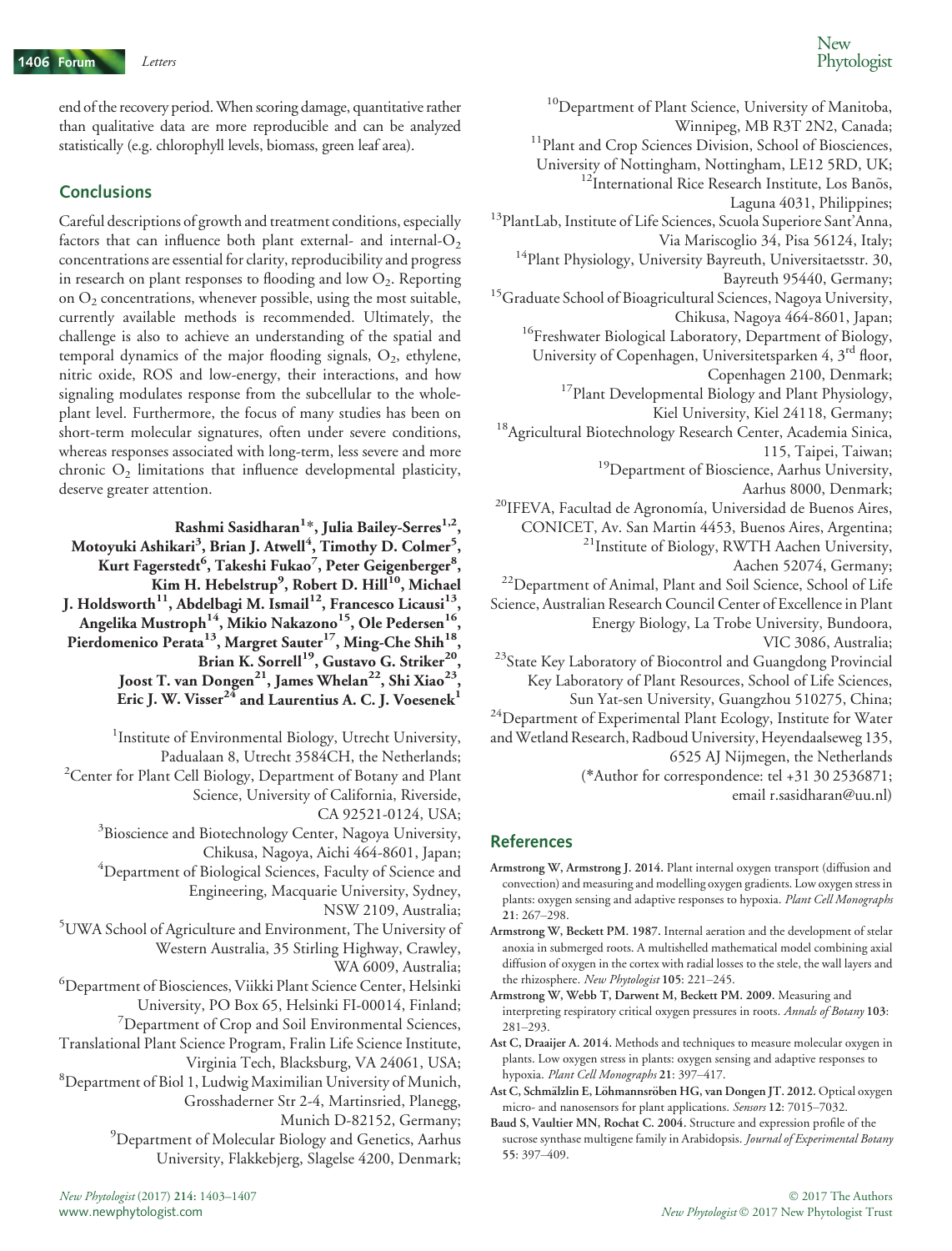end of the recovery period. When scoring damage, quantitative rather than qualitative data are more reproducible and can be analyzed statistically (e.g. chlorophyll levels, biomass, green leaf area).

## Conclusions

Careful descriptions of growth and treatment conditions, especially factors that can influence both plant external- and internal-$O_2$ concentrations are essential for clarity, reproducibility and progress in research on plant responses to flooding and low $O_2$. Reporting on $O_2$ concentrations, whenever possible, using the most suitable, currently available methods is recommended. Ultimately, the challenge is also to achieve an understanding of the spatial and temporal dynamics of the major flooding signals, $O_2$, ethylene, nitric oxide, ROS and low-energy, their interactions, and how signaling modulates response from the subcellular to the whole-plant level. Furthermore, the focus of many studies has been on short-term molecular signatures, often under severe conditions, whereas responses associated with long-term, less severe and more chronic $O_2$ limitations that influence developmental plasticity, deserve greater attention.

**Rashmi Sasidharan[1]*, Julia Bailey-Serres[1,2], Motoyuki Ashikari[3], Brian J. Atwell[4], Timothy D. Colmer[5], Kurt Fagerstedt[6], Takeshi Fukao[7], Peter Geigenberger[8], Kim H. Hebelstrup[9], Robert D. Hill[10], Michael J. Holdsworth[11], Abdelbagi M. Ismail[12], Francesco Licausi[13], Angelika Mustroph[14], Mikio Nakazono[15], Ole Pedersen[16], Pierdomenico Perata[13], Margret Sauter[17], Ming-Che Shih[18], Brian K. Sorrell[19], Gustavo G. Striker[20], Joost T. van Dongen[21], James Whelan[22], Shi Xiao[23], Eric J. W. Visser[24] and Laurentius A. C. J. Voesenek[1]**

[1]Institute of Environmental Biology, Utrecht University, Padualaan 8, Utrecht 3584CH, the Netherlands;
[2]Center for Plant Cell Biology, Department of Botany and Plant Science, University of California, Riverside, CA 92521-0124, USA;
[3]Bioscience and Biotechnology Center, Nagoya University, Chikusa, Nagoya, Aichi 464-8601, Japan;
[4]Department of Biological Sciences, Faculty of Science and Engineering, Macquarie University, Sydney, NSW 2109, Australia;
[5]UWA School of Agriculture and Environment, The University of Western Australia, 35 Stirling Highway, Crawley, WA 6009, Australia;
[6]Department of Biosciences, Viikki Plant Science Center, Helsinki University, PO Box 65, Helsinki FI-00014, Finland;
[7]Department of Crop and Soil Environmental Sciences, Translational Plant Science Program, Fralin Life Science Institute, Virginia Tech, Blacksburg, VA 24061, USA;
[8]Department of Biol 1, Ludwig Maximilian University of Munich, Grosshaderner Str 2-4, Martinsried, Planegg, Munich D-82152, Germany;
[9]Department of Molecular Biology and Genetics, Aarhus University, Flakkebjerg, Slagelse 4200, Denmark;
[10]Department of Plant Science, University of Manitoba, Winnipeg, MB R3T 2N2, Canada;
[11]Plant and Crop Sciences Division, School of Biosciences, University of Nottingham, Nottingham, LE12 5RD, UK;
[12]International Rice Research Institute, Los Baños, Laguna 4031, Philippines;
[13]PlantLab, Institute of Life Sciences, Scuola Superiore Sant'Anna, Via Mariscoglio 34, Pisa 56124, Italy;
[14]Plant Physiology, University Bayreuth, Universitaetsstr. 30, Bayreuth 95440, Germany;
[15]Graduate School of Bioagricultural Sciences, Nagoya University, Chikusa, Nagoya 464-8601, Japan;
[16]Freshwater Biological Laboratory, Department of Biology, University of Copenhagen, Universitetsparken 4, 3rd floor, Copenhagen 2100, Denmark;
[17]Plant Developmental Biology and Plant Physiology, Kiel University, Kiel 24118, Germany;
[18]Agricultural Biotechnology Research Center, Academia Sinica, 115, Taipei, Taiwan;
[19]Department of Bioscience, Aarhus University, Aarhus 8000, Denmark;
[20]IFEVA, Facultad de Agronomía, Universidad de Buenos Aires, CONICET, Av. San Martin 4453, Buenos Aires, Argentina;
[21]Institute of Biology, RWTH Aachen University, Aachen 52074, Germany;
[22]Department of Animal, Plant and Soil Science, School of Life Science, Australian Research Council Center of Excellence in Plant Energy Biology, La Trobe University, Bundoora, VIC 3086, Australia;
[23]State Key Laboratory of Biocontrol and Guangdong Provincial Key Laboratory of Plant Resources, School of Life Sciences, Sun Yat-sen University, Guangzhou 510275, China;
[24]Department of Experimental Plant Ecology, Institute for Water and Wetland Research, Radboud University, Heyendaalseweg 135, 6525 AJ Nijmegen, the Netherlands
(*Author for correspondence: tel +31 30 2536871; email r.sasidharan@uu.nl)

## References

**Armstrong W, Armstrong J. 2014.** Plant internal oxygen transport (diffusion and convection) and measuring and modelling oxygen gradients. Low oxygen stress in plants: oxygen sensing and adaptive responses to hypoxia. *Plant Cell Monographs* **21**: 267–298.

**Armstrong W, Beckett PM. 1987.** Internal aeration and the development of stelar anoxia in submerged roots. A multishelled mathematical model combining axial diffusion of oxygen in the cortex with radial losses to the stele, the wall layers and the rhizosphere. *New Phytologist* **105**: 221–245.

**Armstrong W, Webb T, Darwent M, Beckett PM. 2009.** Measuring and interpreting respiratory critical oxygen pressures in roots. *Annals of Botany* **103**: 281–293.

**Ast C, Draaijer A. 2014.** Methods and techniques to measure molecular oxygen in plants. Low oxygen stress in plants: oxygen sensing and adaptive responses to hypoxia. *Plant Cell Monographs* **21**: 397–417.

**Ast C, Schmälzlin E, Löhmannsröben HG, van Dongen JT. 2012.** Optical oxygen micro- and nanosensors for plant applications. *Sensors* **12**: 7015–7032.

**Baud S, Vaultier MN, Rochat C. 2004.** Structure and expression profile of the sucrose synthase multigene family in Arabidopsis. *Journal of Experimental Botany* **55**: 397–409.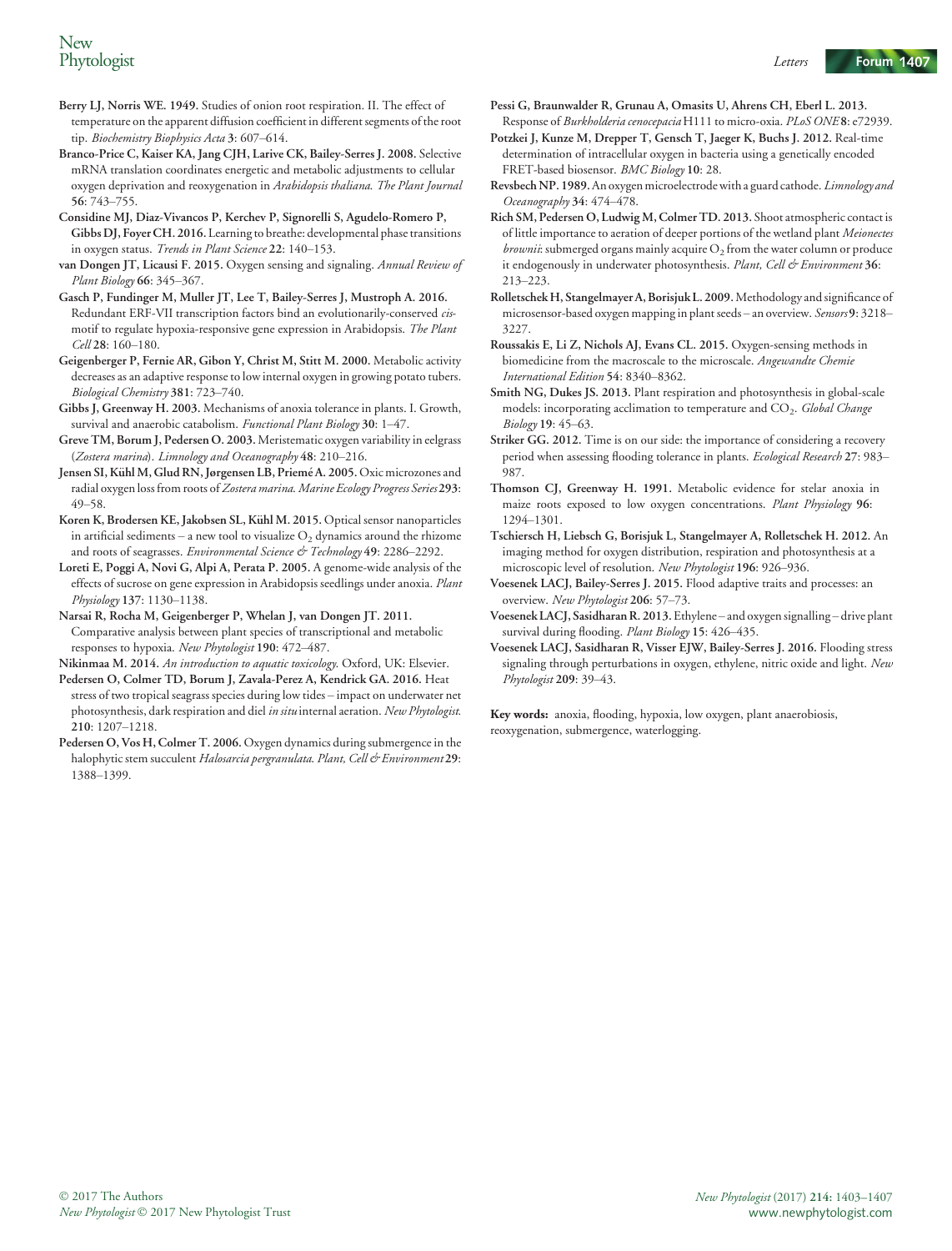**Berry LJ, Norris WE. 1949.** Studies of onion root respiration. II. The effect of temperature on the apparent diffusion coefficient in different segments of the root tip. *Biochemistry Biophysics Acta* **3**: 607–614.

**Branco-Price C, Kaiser KA, Jang CJH, Larive CK, Bailey-Serres J. 2008.** Selective mRNA translation coordinates energetic and metabolic adjustments to cellular oxygen deprivation and reoxygenation in *Arabidopsis thaliana*. *The Plant Journal* **56**: 743–755.

**Considine MJ, Diaz-Vivancos P, Kerchev P, Signorelli S, Agudelo-Romero P, Gibbs DJ, Foyer CH. 2016.** Learning to breathe: developmental phase transitions in oxygen status. *Trends in Plant Science* **22**: 140–153.

**van Dongen JT, Licausi F. 2015.** Oxygen sensing and signaling. *Annual Review of Plant Biology* **66**: 345–367.

**Gasch P, Fundinger M, Muller JT, Lee T, Bailey-Serres J, Mustroph A. 2016.** Redundant ERF-VII transcription factors bind an evolutionarily-conserved *cis*-motif to regulate hypoxia-responsive gene expression in Arabidopsis. *The Plant Cell* **28**: 160–180.

**Geigenberger P, Fernie AR, Gibon Y, Christ M, Stitt M. 2000.** Metabolic activity decreases as an adaptive response to low internal oxygen in growing potato tubers. *Biological Chemistry* **381**: 723–740.

**Gibbs J, Greenway H. 2003.** Mechanisms of anoxia tolerance in plants. I. Growth, survival and anaerobic catabolism. *Functional Plant Biology* **30**: 1–47.

**Greve TM, Borum J, Pedersen O. 2003.** Meristematic oxygen variability in eelgrass (*Zostera marina*). *Limnology and Oceanography* **48**: 210–216.

**Jensen SI, Kühl M, Glud RN, Jørgensen LB, Priemé A. 2005.** Oxic microzones and radial oxygen loss from roots of *Zostera marina*. *Marine Ecology Progress Series* **293**: 49–58.

**Koren K, Brodersen KE, Jakobsen SL, Kühl M. 2015.** Optical sensor nanoparticles in artificial sediments – a new tool to visualize $O_2$ dynamics around the rhizome and roots of seagrasses. *Environmental Science & Technology* **49**: 2286–2292.

**Loreti E, Poggi A, Novi G, Alpi A, Perata P. 2005.** A genome-wide analysis of the effects of sucrose on gene expression in Arabidopsis seedlings under anoxia. *Plant Physiology* **137**: 1130–1138.

**Narsai R, Rocha M, Geigenberger P, Whelan J, van Dongen JT. 2011.** Comparative analysis between plant species of transcriptional and metabolic responses to hypoxia. *New Phytologist* **190**: 472–487.

**Nikinmaa M. 2014.** *An introduction to aquatic toxicology.* Oxford, UK: Elsevier.

**Pedersen O, Colmer TD, Borum J, Zavala-Perez A, Kendrick GA. 2016.** Heat stress of two tropical seagrass species during low tides – impact on underwater net photosynthesis, dark respiration and diel *in situ* internal aeration. *New Phytologist.* **210**: 1207–1218.

**Pedersen O, Vos H, Colmer T. 2006.** Oxygen dynamics during submergence in the halophytic stem succulent *Halosarcia pergranulata*. *Plant, Cell & Environment* **29**: 1388–1399.

**Pessi G, Braunwalder R, Grunau A, Omasits U, Ahrens CH, Eberl L. 2013.** Response of *Burkholderia cenocepacia* H111 to micro-oxia. *PLoS ONE* **8**: e72939.

**Potzkei J, Kunze M, Drepper T, Gensch T, Jaeger K, Buchs J. 2012.** Real-time determination of intracellular oxygen in bacteria using a genetically encoded FRET-based biosensor. *BMC Biology* **10**: 28.

**Revsbech NP. 1989.** An oxygen microelectrode with a guard cathode. *Limnology and Oceanography* **34**: 474–478.

**Rich SM, Pedersen O, Ludwig M, Colmer TD. 2013.** Shoot atmospheric contact is of little importance to aeration of deeper portions of the wetland plant *Meionectes brownii*: submerged organs mainly acquire $O_2$ from the water column or produce it endogenously in underwater photosynthesis. *Plant, Cell & Environment* **36**: 213–223.

**Rolletschek H, Stangelmayer A, Borisjuk L. 2009.** Methodology and significance of microsensor-based oxygen mapping in plant seeds – an overview. *Sensors* **9**: 3218–3227.

**Roussakis E, Li Z, Nichols AJ, Evans CL. 2015.** Oxygen-sensing methods in biomedicine from the macroscale to the microscale. *Angewandte Chemie International Edition* **54**: 8340–8362.

**Smith NG, Dukes JS. 2013.** Plant respiration and photosynthesis in global-scale models: incorporating acclimation to temperature and $CO_2$. *Global Change Biology* **19**: 45–63.

**Striker GG. 2012.** Time is on our side: the importance of considering a recovery period when assessing flooding tolerance in plants. *Ecological Research* **27**: 983–987.

**Thomson CJ, Greenway H. 1991.** Metabolic evidence for stelar anoxia in maize roots exposed to low oxygen concentrations. *Plant Physiology* **96**: 1294–1301.

**Tschiersch H, Liebsch G, Borisjuk L, Stangelmayer A, Rolletschek H. 2012.** An imaging method for oxygen distribution, respiration and photosynthesis at a microscopic level of resolution. *New Phytologist* **196**: 926–936.

**Voesenek LACJ, Bailey-Serres J. 2015.** Flood adaptive traits and processes: an overview. *New Phytologist* **206**: 57–73.

**Voesenek LACJ, Sasidharan R. 2013.** Ethylene – and oxygen signalling – drive plant survival during flooding. *Plant Biology* **15**: 426–435.

**Voesenek LACJ, Sasidharan R, Visser EJW, Bailey-Serres J. 2016.** Flooding stress signaling through perturbations in oxygen, ethylene, nitric oxide and light. *New Phytologist* **209**: 39–43.

**Key words:** anoxia, flooding, hypoxia, low oxygen, plant anaerobiosis, reoxygenation, submergence, waterlogging.